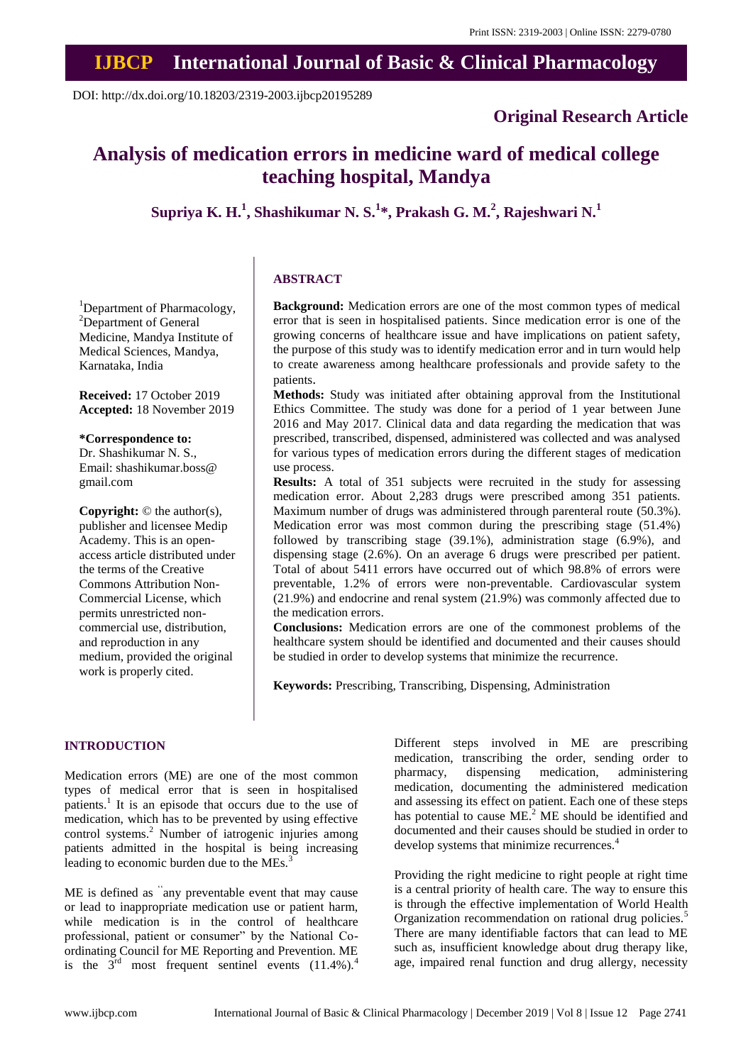DOI: http://dx.doi.org/10.18203/2319-2003.ijbcp20195289

**Original Research Article**

# Analysis of medication errors in medicine ward of medical college teaching hospital, Mandya

**Supriya K. H.[1], Shashikumar N. S.[1]*, Prakash G. M.[2], Rajeshwari N.[1]**

[1]Department of Pharmacology, [2]Department of General Medicine, Mandya Institute of Medical Sciences, Mandya, Karnataka, India

**Received:** 17 October 2019
**Accepted:** 18 November 2019

**\*Correspondence to:**
Dr. Shashikumar N. S.,
Email: shashikumar.boss@gmail.com

**Copyright:** © the author(s), publisher and licensee Medip Academy. This is an open-access article distributed under the terms of the Creative Commons Attribution Non-Commercial License, which permits unrestricted non-commercial use, distribution, and reproduction in any medium, provided the original work is properly cited.

## ABSTRACT

**Background:** Medication errors are one of the most common types of medical error that is seen in hospitalised patients. Since medication error is one of the growing concerns of healthcare issue and have implications on patient safety, the purpose of this study was to identify medication error and in turn would help to create awareness among healthcare professionals and provide safety to the patients.

**Methods:** Study was initiated after obtaining approval from the Institutional Ethics Committee. The study was done for a period of 1 year between June 2016 and May 2017. Clinical data and data regarding the medication that was prescribed, transcribed, dispensed, administered was collected and was analysed for various types of medication errors during the different stages of medication use process.

**Results:** A total of 351 subjects were recruited in the study for assessing medication error. About 2,283 drugs were prescribed among 351 patients. Maximum number of drugs was administered through parenteral route (50.3%). Medication error was most common during the prescribing stage (51.4%) followed by transcribing stage (39.1%), administration stage (6.9%), and dispensing stage (2.6%). On an average 6 drugs were prescribed per patient. Total of about 5411 errors have occurred out of which 98.8% of errors were preventable, 1.2% of errors were non-preventable. Cardiovascular system (21.9%) and endocrine and renal system (21.9%) was commonly affected due to the medication errors.

**Conclusions:** Medication errors are one of the commonest problems of the healthcare system should be identified and documented and their causes should be studied in order to develop systems that minimize the recurrence.

**Keywords:** Prescribing, Transcribing, Dispensing, Administration

## INTRODUCTION

Medication errors (ME) are one of the most common types of medical error that is seen in hospitalised patients.[1] It is an episode that occurs due to the use of medication, which has to be prevented by using effective control systems.[2] Number of iatrogenic injuries among patients admitted in the hospital is being increasing leading to economic burden due to the MEs.[3]

ME is defined as "any preventable event that may cause or lead to inappropriate medication use or patient harm, while medication is in the control of healthcare professional, patient or consumer" by the National Co-ordinating Council for ME Reporting and Prevention. ME is the 3rd most frequent sentinel events (11.4%).[4]

Different steps involved in ME are prescribing medication, transcribing the order, sending order to pharmacy, dispensing medication, administering medication, documenting the administered medication and assessing its effect on patient. Each one of these steps has potential to cause ME.[2] ME should be identified and documented and their causes should be studied in order to develop systems that minimize recurrences.[4]

Providing the right medicine to right people at right time is a central priority of health care. The way to ensure this is through the effective implementation of World Health Organization recommendation on rational drug policies.[5] There are many identifiable factors that can lead to ME such as, insufficient knowledge about drug therapy like, age, impaired renal function and drug allergy, necessity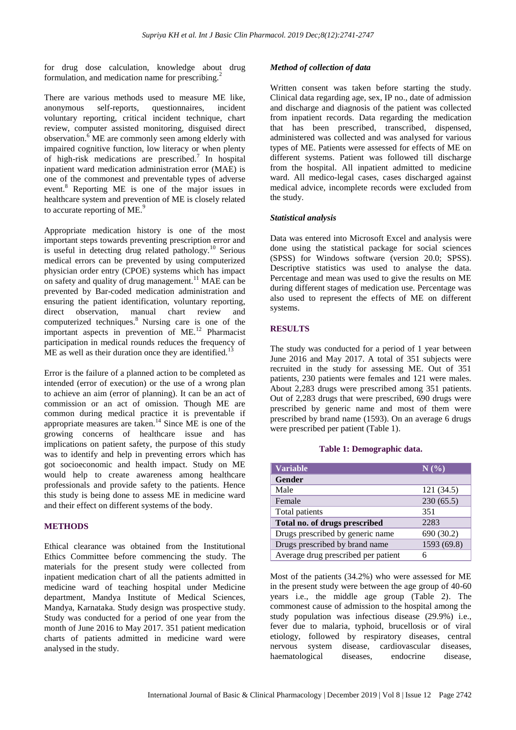for drug dose calculation, knowledge about drug formulation, and medication name for prescribing.[2]

There are various methods used to measure ME like, anonymous self-reports, questionnaires, incident voluntary reporting, critical incident technique, chart review, computer assisted monitoring, disguised direct observation.[6] ME are commonly seen among elderly with impaired cognitive function, low literacy or when plenty of high-risk medications are prescribed.[7] In hospital inpatient ward medication administration error (MAE) is one of the commonest and preventable types of adverse event.[8] Reporting ME is one of the major issues in healthcare system and prevention of ME is closely related to accurate reporting of ME.[9]

Appropriate medication history is one of the most important steps towards preventing prescription error and is useful in detecting drug related pathology.[10] Serious medical errors can be prevented by using computerized physician order entry (CPOE) systems which has impact on safety and quality of drug management.[11] MAE can be prevented by Bar-coded medication administration and ensuring the patient identification, voluntary reporting, direct observation, manual chart review and computerized techniques.[8] Nursing care is one of the important aspects in prevention of ME.[12] Pharmacist participation in medical rounds reduces the frequency of ME as well as their duration once they are identified.[13]

Error is the failure of a planned action to be completed as intended (error of execution) or the use of a wrong plan to achieve an aim (error of planning). It can be an act of commission or an act of omission. Though ME are common during medical practice it is preventable if appropriate measures are taken.[14] Since ME is one of the growing concerns of healthcare issue and has implications on patient safety, the purpose of this study was to identify and help in preventing errors which has got socioeconomic and health impact. Study on ME would help to create awareness among healthcare professionals and provide safety to the patients. Hence this study is being done to assess ME in medicine ward and their effect on different systems of the body.

## METHODS

Ethical clearance was obtained from the Institutional Ethics Committee before commencing the study. The materials for the present study were collected from inpatient medication chart of all the patients admitted in medicine ward of teaching hospital under Medicine department, Mandya Institute of Medical Sciences, Mandya, Karnataka. Study design was prospective study. Study was conducted for a period of one year from the month of June 2016 to May 2017. 351 patient medication charts of patients admitted in medicine ward were analysed in the study.

### *Method of collection of data*

Written consent was taken before starting the study. Clinical data regarding age, sex, IP no., date of admission and discharge and diagnosis of the patient was collected from inpatient records. Data regarding the medication that has been prescribed, transcribed, dispensed, administered was collected and was analysed for various types of ME. Patients were assessed for effects of ME on different systems. Patient was followed till discharge from the hospital. All inpatient admitted to medicine ward. All medico-legal cases, cases discharged against medical advice, incomplete records were excluded from the study.

### *Statistical analysis*

Data was entered into Microsoft Excel and analysis were done using the statistical package for social sciences (SPSS) for Windows software (version 20.0; SPSS). Descriptive statistics was used to analyse the data. Percentage and mean was used to give the results on ME during different stages of medication use. Percentage was also used to represent the effects of ME on different systems.

## RESULTS

The study was conducted for a period of 1 year between June 2016 and May 2017. A total of 351 subjects were recruited in the study for assessing ME. Out of 351 patients, 230 patients were females and 121 were males. About 2,283 drugs were prescribed among 351 patients. Out of 2,283 drugs that were prescribed, 690 drugs were prescribed by generic name and most of them were prescribed by brand name (1593). On an average 6 drugs were prescribed per patient (Table 1).

**Table 1: Demographic data.**

| Variable | N (%) |
|---|---|
| **Gender** | |
| Male | 121 (34.5) |
| Female | 230 (65.5) |
| Total patients | 351 |
| **Total no. of drugs prescribed** | 2283 |
| Drugs prescribed by generic name | 690 (30.2) |
| Drugs prescribed by brand name | 1593 (69.8) |
| Average drug prescribed per patient | 6 |

Most of the patients (34.2%) who were assessed for ME in the present study were between the age group of 40-60 years i.e., the middle age group (Table 2). The commonest cause of admission to the hospital among the study population was infectious disease (29.9%) i.e., fever due to malaria, typhoid, brucellosis or of viral etiology, followed by respiratory diseases, central nervous system disease, cardiovascular diseases, haematological diseases, endocrine disease,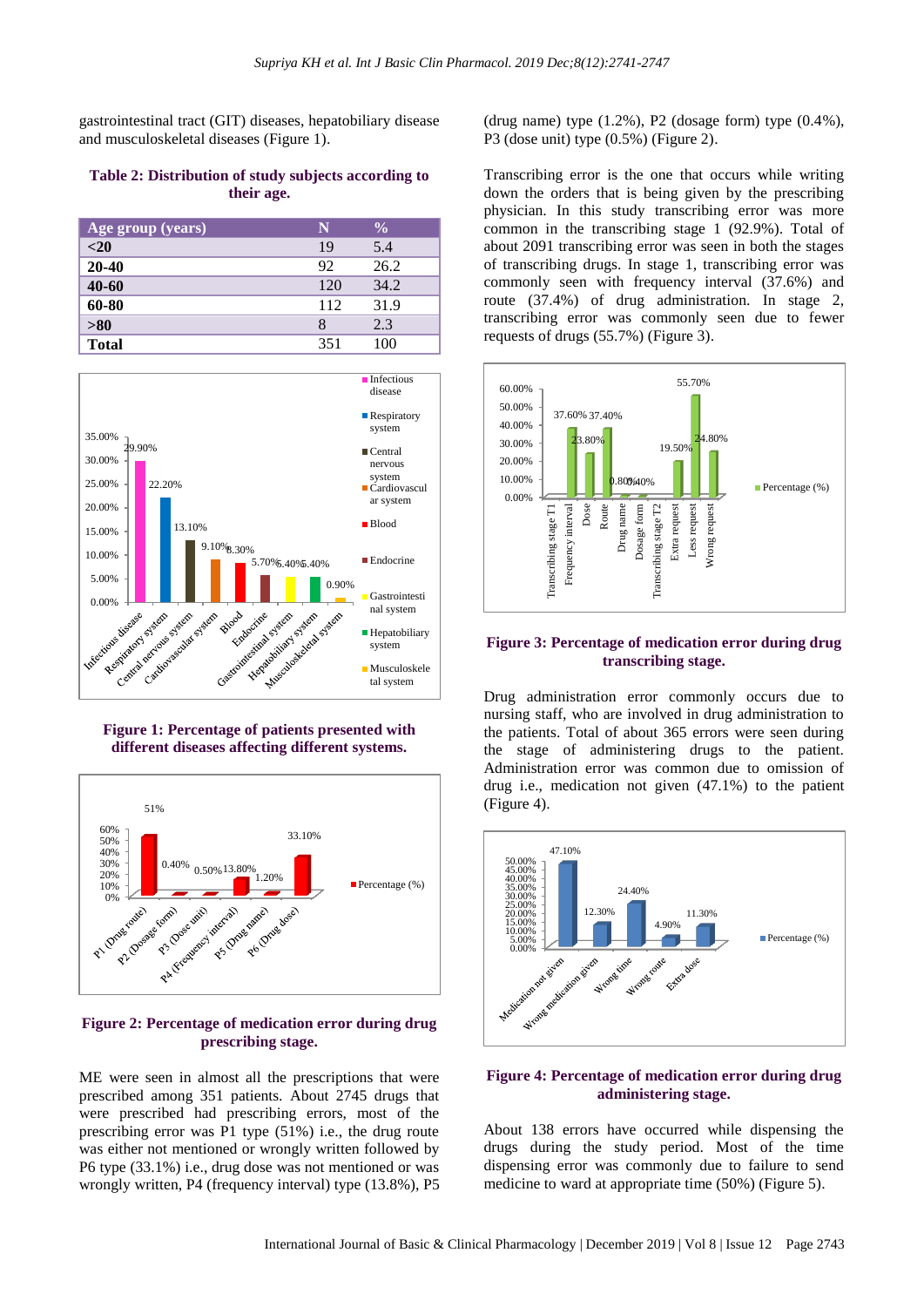gastrointestinal tract (GIT) diseases, hepatobiliary disease and musculoskeletal diseases (Figure 1).

**Table 2: Distribution of study subjects according to their age.**

| Age group (years) | N | % |
|---|---|---|
| **<20** | 19 | 5.4 |
| **20-40** | 92 | 26.2 |
| **40-60** | 120 | 34.2 |
| **60-80** | 112 | 31.9 |
| **>80** | 8 | 2.3 |
| **Total** | 351 | 100 |

**Figure 1: Percentage of patients presented with different diseases affecting different systems.**

**Figure 2: Percentage of medication error during drug prescribing stage.**

ME were seen in almost all the prescriptions that were prescribed among 351 patients. About 2745 drugs that were prescribed had prescribing errors, most of the prescribing error was P1 type (51%) i.e., the drug route was either not mentioned or wrongly written followed by P6 type (33.1%) i.e., drug dose was not mentioned or was wrongly written, P4 (frequency interval) type (13.8%), P5 (drug name) type (1.2%), P2 (dosage form) type (0.4%), P3 (dose unit) type (0.5%) (Figure 2).

Transcribing error is the one that occurs while writing down the orders that is being given by the prescribing physician. In this study transcribing error was more common in the transcribing stage 1 (92.9%). Total of about 2091 transcribing error was seen in both the stages of transcribing drugs. In stage 1, transcribing error was commonly seen with frequency interval (37.6%) and route (37.4%) of drug administration. In stage 2, transcribing error was commonly seen due to fewer requests of drugs (55.7%) (Figure 3).

**Figure 3: Percentage of medication error during drug transcribing stage.**

Drug administration error commonly occurs due to nursing staff, who are involved in drug administration to the patients. Total of about 365 errors were seen during the stage of administering drugs to the patient. Administration error was common due to omission of drug i.e., medication not given (47.1%) to the patient (Figure 4).

**Figure 4: Percentage of medication error during drug administering stage.**

About 138 errors have occurred while dispensing the drugs during the study period. Most of the time dispensing error was commonly due to failure to send medicine to ward at appropriate time (50%) (Figure 5).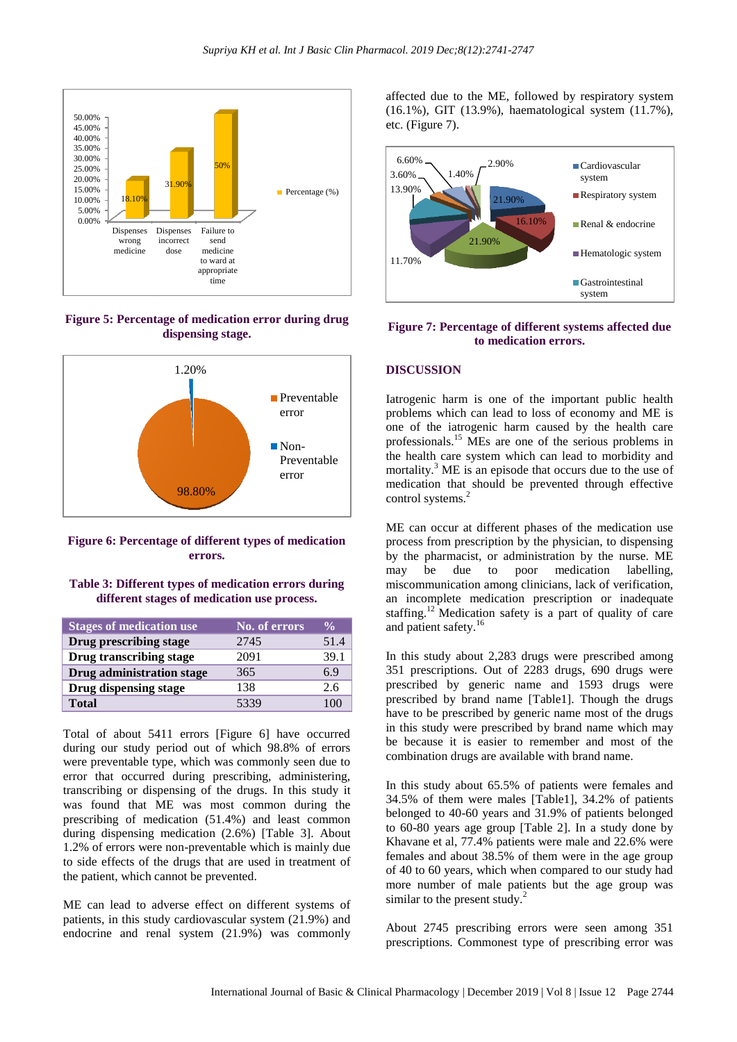Figure 5: Percentage of medication error during drug dispensing stage.

Figure 6: Percentage of different types of medication errors.

**Table 3: Different types of medication errors during different stages of medication use process.**

| Stages of medication use | No. of errors | % |
| --- | --- | --- |
| **Drug prescribing stage** | 2745 | 51.4 |
| **Drug transcribing stage** | 2091 | 39.1 |
| **Drug administration stage** | 365 | 6.9 |
| **Drug dispensing stage** | 138 | 2.6 |
| **Total** | 5339 | 100 |

Total of about 5411 errors [Figure 6] have occurred during our study period out of which 98.8% of errors were preventable type, which was commonly seen due to error that occurred during prescribing, administering, transcribing or dispensing of the drugs. In this study it was found that ME was most common during the prescribing of medication (51.4%) and least common during dispensing medication (2.6%) [Table 3]. About 1.2% of errors were non-preventable which is mainly due to side effects of the drugs that are used in treatment of the patient, which cannot be prevented.

ME can lead to adverse effect on different systems of patients, in this study cardiovascular system (21.9%) and endocrine and renal system (21.9%) was commonly affected due to the ME, followed by respiratory system (16.1%), GIT (13.9%), haematological system (11.7%), etc. (Figure 7).

Figure 7: Percentage of different systems affected due to medication errors.

## DISCUSSION

Iatrogenic harm is one of the important public health problems which can lead to loss of economy and ME is one of the iatrogenic harm caused by the health care professionals.[15] MEs are one of the serious problems in the health care system which can lead to morbidity and mortality.[3] ME is an episode that occurs due to the use of medication that should be prevented through effective control systems.[2]

ME can occur at different phases of the medication use process from prescription by the physician, to dispensing by the pharmacist, or administration by the nurse. ME may be due to poor medication labelling, miscommunication among clinicians, lack of verification, an incomplete medication prescription or inadequate staffing.[12] Medication safety is a part of quality of care and patient safety.[16]

In this study about 2,283 drugs were prescribed among 351 prescriptions. Out of 2283 drugs, 690 drugs were prescribed by generic name and 1593 drugs were prescribed by brand name [Table1]. Though the drugs have to be prescribed by generic name most of the drugs in this study were prescribed by brand name which may be because it is easier to remember and most of the combination drugs are available with brand name.

In this study about 65.5% of patients were females and 34.5% of them were males [Table1], 34.2% of patients belonged to 40-60 years and 31.9% of patients belonged to 60-80 years age group [Table 2]. In a study done by Khavane et al, 77.4% patients were male and 22.6% were females and about 38.5% of them were in the age group of 40 to 60 years, which when compared to our study had more number of male patients but the age group was similar to the present study.[2]

About 2745 prescribing errors were seen among 351 prescriptions. Commonest type of prescribing error was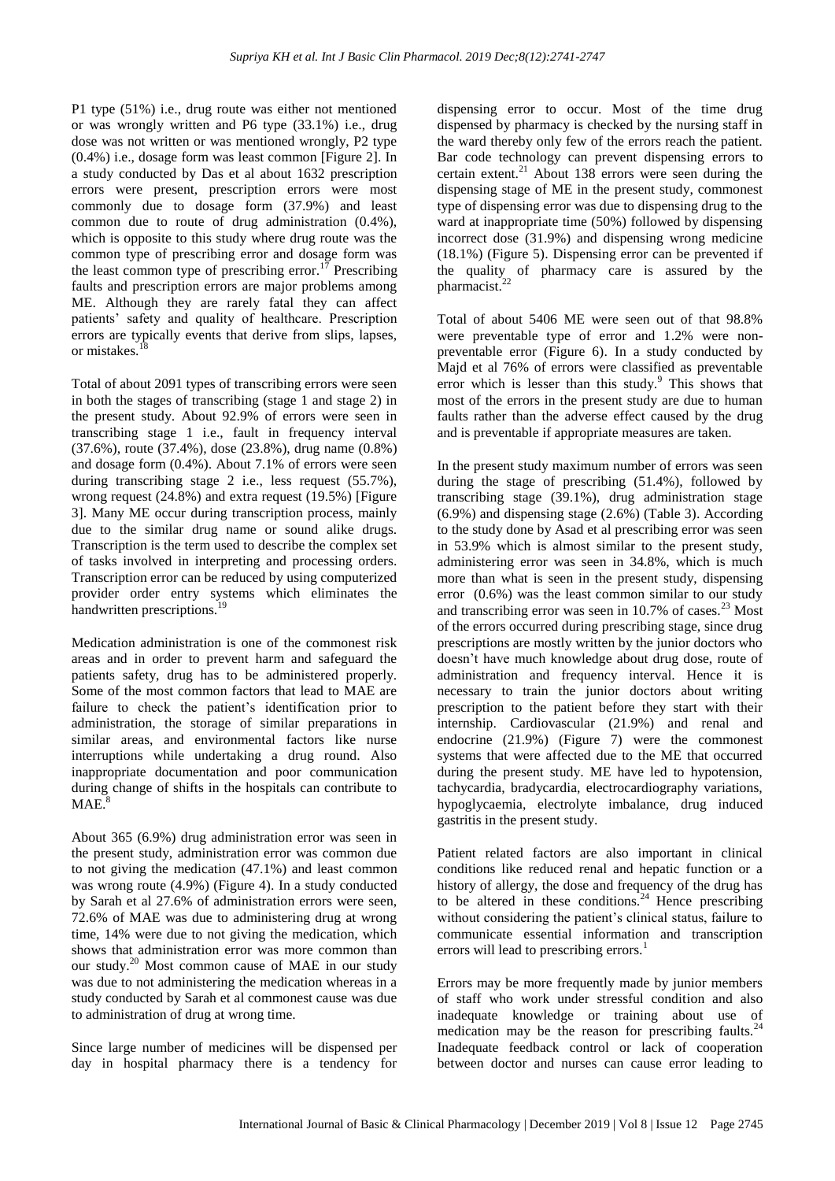P1 type (51%) i.e., drug route was either not mentioned or was wrongly written and P6 type (33.1%) i.e., drug dose was not written or was mentioned wrongly, P2 type (0.4%) i.e., dosage form was least common [Figure 2]. In a study conducted by Das et al about 1632 prescription errors were present, prescription errors were most commonly due to dosage form (37.9%) and least common due to route of drug administration (0.4%), which is opposite to this study where drug route was the common type of prescribing error and dosage form was the least common type of prescribing error.[17] Prescribing faults and prescription errors are major problems among ME. Although they are rarely fatal they can affect patients' safety and quality of healthcare. Prescription errors are typically events that derive from slips, lapses, or mistakes.[18]

Total of about 2091 types of transcribing errors were seen in both the stages of transcribing (stage 1 and stage 2) in the present study. About 92.9% of errors were seen in transcribing stage 1 i.e., fault in frequency interval (37.6%), route (37.4%), dose (23.8%), drug name (0.8%) and dosage form (0.4%). About 7.1% of errors were seen during transcribing stage 2 i.e., less request (55.7%), wrong request (24.8%) and extra request (19.5%) [Figure 3]. Many ME occur during transcription process, mainly due to the similar drug name or sound alike drugs. Transcription is the term used to describe the complex set of tasks involved in interpreting and processing orders. Transcription error can be reduced by using computerized provider order entry systems which eliminates the handwritten prescriptions.[19]

Medication administration is one of the commonest risk areas and in order to prevent harm and safeguard the patients safety, drug has to be administered properly. Some of the most common factors that lead to MAE are failure to check the patient's identification prior to administration, the storage of similar preparations in similar areas, and environmental factors like nurse interruptions while undertaking a drug round. Also inappropriate documentation and poor communication during change of shifts in the hospitals can contribute to MAE.[8]

About 365 (6.9%) drug administration error was seen in the present study, administration error was common due to not giving the medication (47.1%) and least common was wrong route (4.9%) (Figure 4). In a study conducted by Sarah et al 27.6% of administration errors were seen, 72.6% of MAE was due to administering drug at wrong time, 14% were due to not giving the medication, which shows that administration error was more common than our study.[20] Most common cause of MAE in our study was due to not administering the medication whereas in a study conducted by Sarah et al commonest cause was due to administration of drug at wrong time.

Since large number of medicines will be dispensed per day in hospital pharmacy there is a tendency for dispensing error to occur. Most of the time drug dispensed by pharmacy is checked by the nursing staff in the ward thereby only few of the errors reach the patient. Bar code technology can prevent dispensing errors to certain extent.[21] About 138 errors were seen during the dispensing stage of ME in the present study, commonest type of dispensing error was due to dispensing drug to the ward at inappropriate time (50%) followed by dispensing incorrect dose (31.9%) and dispensing wrong medicine (18.1%) (Figure 5). Dispensing error can be prevented if the quality of pharmacy care is assured by the pharmacist.[22]

Total of about 5406 ME were seen out of that 98.8% were preventable type of error and 1.2% were non-preventable error (Figure 6). In a study conducted by Majd et al 76% of errors were classified as preventable error which is lesser than this study.[9] This shows that most of the errors in the present study are due to human faults rather than the adverse effect caused by the drug and is preventable if appropriate measures are taken.

In the present study maximum number of errors was seen during the stage of prescribing (51.4%), followed by transcribing stage (39.1%), drug administration stage (6.9%) and dispensing stage (2.6%) (Table 3). According to the study done by Asad et al prescribing error was seen in 53.9% which is almost similar to the present study, administering error was seen in 34.8%, which is much more than what is seen in the present study, dispensing error (0.6%) was the least common similar to our study and transcribing error was seen in 10.7% of cases.[23] Most of the errors occurred during prescribing stage, since drug prescriptions are mostly written by the junior doctors who doesn't have much knowledge about drug dose, route of administration and frequency interval. Hence it is necessary to train the junior doctors about writing prescription to the patient before they start with their internship. Cardiovascular (21.9%) and renal and endocrine (21.9%) (Figure 7) were the commonest systems that were affected due to the ME that occurred during the present study. ME have led to hypotension, tachycardia, bradycardia, electrocardiography variations, hypoglycaemia, electrolyte imbalance, drug induced gastritis in the present study.

Patient related factors are also important in clinical conditions like reduced renal and hepatic function or a history of allergy, the dose and frequency of the drug has to be altered in these conditions.[24] Hence prescribing without considering the patient's clinical status, failure to communicate essential information and transcription errors will lead to prescribing errors.[1]

Errors may be more frequently made by junior members of staff who work under stressful condition and also inadequate knowledge or training about use of medication may be the reason for prescribing faults.[24] Inadequate feedback control or lack of cooperation between doctor and nurses can cause error leading to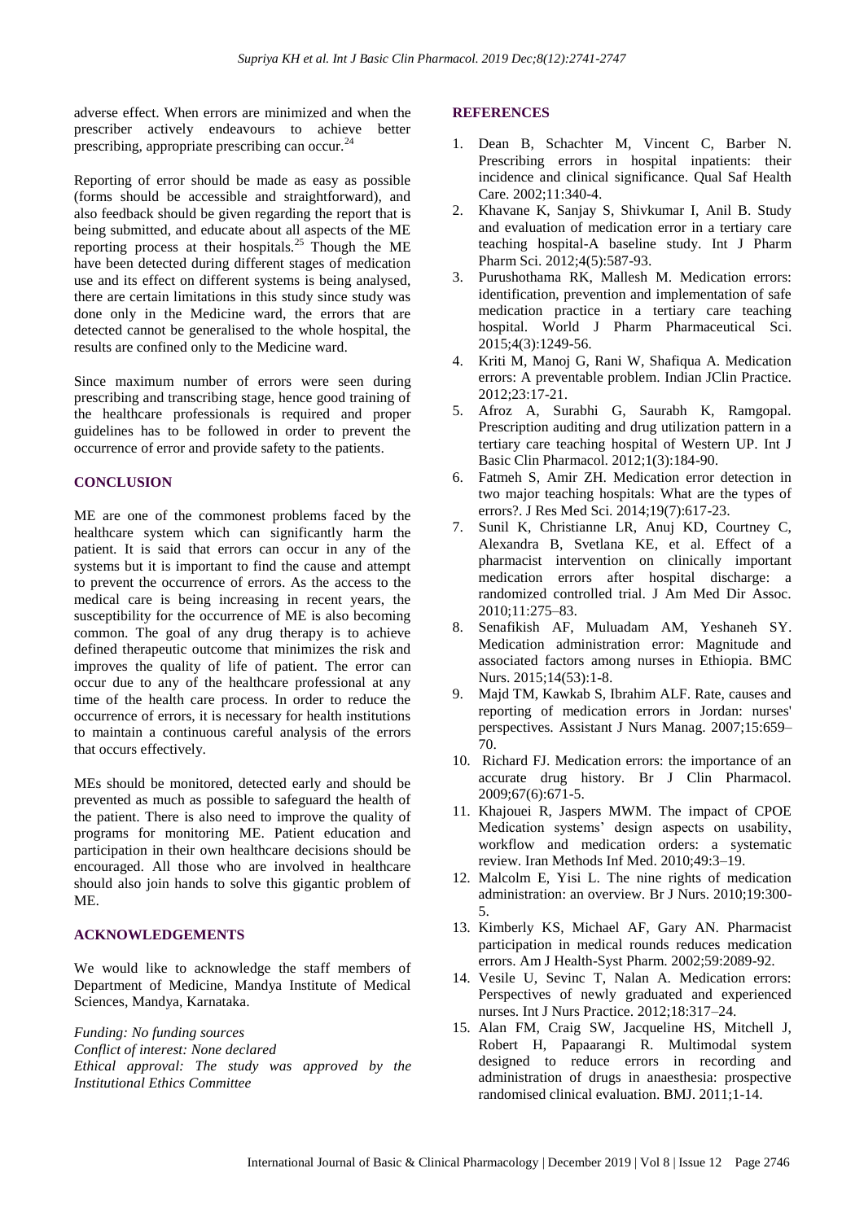adverse effect. When errors are minimized and when the prescriber actively endeavours to achieve better prescribing, appropriate prescribing can occur.[24]

Reporting of error should be made as easy as possible (forms should be accessible and straightforward), and also feedback should be given regarding the report that is being submitted, and educate about all aspects of the ME reporting process at their hospitals.[25] Though the ME have been detected during different stages of medication use and its effect on different systems is being analysed, there are certain limitations in this study since study was done only in the Medicine ward, the errors that are detected cannot be generalised to the whole hospital, the results are confined only to the Medicine ward.

Since maximum number of errors were seen during prescribing and transcribing stage, hence good training of the healthcare professionals is required and proper guidelines has to be followed in order to prevent the occurrence of error and provide safety to the patients.

## CONCLUSION

ME are one of the commonest problems faced by the healthcare system which can significantly harm the patient. It is said that errors can occur in any of the systems but it is important to find the cause and attempt to prevent the occurrence of errors. As the access to the medical care is being increasing in recent years, the susceptibility for the occurrence of ME is also becoming common. The goal of any drug therapy is to achieve defined therapeutic outcome that minimizes the risk and improves the quality of life of patient. The error can occur due to any of the healthcare professional at any time of the health care process. In order to reduce the occurrence of errors, it is necessary for health institutions to maintain a continuous careful analysis of the errors that occurs effectively.

MEs should be monitored, detected early and should be prevented as much as possible to safeguard the health of the patient. There is also need to improve the quality of programs for monitoring ME. Patient education and participation in their own healthcare decisions should be encouraged. All those who are involved in healthcare should also join hands to solve this gigantic problem of ME.

## ACKNOWLEDGEMENTS

We would like to acknowledge the staff members of Department of Medicine, Mandya Institute of Medical Sciences, Mandya, Karnataka.

*Funding: No funding sources*
*Conflict of interest: None declared*
*Ethical approval: The study was approved by the Institutional Ethics Committee*

## REFERENCES

1. Dean B, Schachter M, Vincent C, Barber N. Prescribing errors in hospital inpatients: their incidence and clinical significance. Qual Saf Health Care. 2002;11:340-4.
2. Khavane K, Sanjay S, Shivkumar I, Anil B. Study and evaluation of medication error in a tertiary care teaching hospital-A baseline study. Int J Pharm Pharm Sci. 2012;4(5):587-93.
3. Purushothama RK, Mallesh M. Medication errors: identification, prevention and implementation of safe medication practice in a tertiary care teaching hospital. World J Pharm Pharmaceutical Sci. 2015;4(3):1249-56.
4. Kriti M, Manoj G, Rani W, Shafiqua A. Medication errors: A preventable problem. Indian JClin Practice. 2012;23:17-21.
5. Afroz A, Surabhi G, Saurabh K, Ramgopal. Prescription auditing and drug utilization pattern in a tertiary care teaching hospital of Western UP. Int J Basic Clin Pharmacol. 2012;1(3):184-90.
6. Fatmeh S, Amir ZH. Medication error detection in two major teaching hospitals: What are the types of errors?. J Res Med Sci. 2014;19(7):617-23.
7. Sunil K, Christianne LR, Anuj KD, Courtney C, Alexandra B, Svetlana KE, et al. Effect of a pharmacist intervention on clinically important medication errors after hospital discharge: a randomized controlled trial. J Am Med Dir Assoc. 2010;11:275–83.
8. Senafikish AF, Muluadam AM, Yeshaneh SY. Medication administration error: Magnitude and associated factors among nurses in Ethiopia. BMC Nurs. 2015;14(53):1-8.
9. Majd TM, Kawkab S, Ibrahim ALF. Rate, causes and reporting of medication errors in Jordan: nurses' perspectives. Assistant J Nurs Manag. 2007;15:659–70.
10. Richard FJ. Medication errors: the importance of an accurate drug history. Br J Clin Pharmacol. 2009;67(6):671-5.
11. Khajouei R, Jaspers MWM. The impact of CPOE Medication systems' design aspects on usability, workflow and medication orders: a systematic review. Iran Methods Inf Med. 2010;49:3–19.
12. Malcolm E, Yisi L. The nine rights of medication administration: an overview. Br J Nurs. 2010;19:300-5.
13. Kimberly KS, Michael AF, Gary AN. Pharmacist participation in medical rounds reduces medication errors. Am J Health-Syst Pharm. 2002;59:2089-92.
14. Vesile U, Sevinc T, Nalan A. Medication errors: Perspectives of newly graduated and experienced nurses. Int J Nurs Practice. 2012;18:317–24.
15. Alan FM, Craig SW, Jacqueline HS, Mitchell J, Robert H, Papaarangi R. Multimodal system designed to reduce errors in recording and administration of drugs in anaesthesia: prospective randomised clinical evaluation. BMJ. 2011;1-14.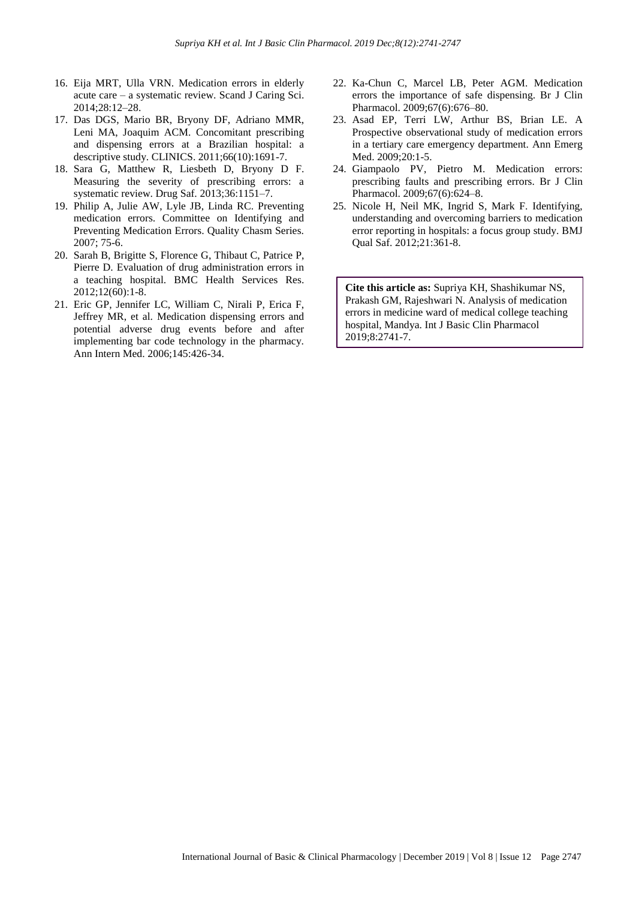16. Eija MRT, Ulla VRN. Medication errors in elderly acute care – a systematic review. Scand J Caring Sci. 2014;28:12–28.
17. Das DGS, Mario BR, Bryony DF, Adriano MMR, Leni MA, Joaquim ACM. Concomitant prescribing and dispensing errors at a Brazilian hospital: a descriptive study. CLINICS. 2011;66(10):1691-7.
18. Sara G, Matthew R, Liesbeth D, Bryony D F. Measuring the severity of prescribing errors: a systematic review. Drug Saf. 2013;36:1151–7.
19. Philip A, Julie AW, Lyle JB, Linda RC. Preventing medication errors. Committee on Identifying and Preventing Medication Errors. Quality Chasm Series. 2007; 75-6.
20. Sarah B, Brigitte S, Florence G, Thibaut C, Patrice P, Pierre D. Evaluation of drug administration errors in a teaching hospital. BMC Health Services Res. 2012;12(60):1-8.
21. Eric GP, Jennifer LC, William C, Nirali P, Erica F, Jeffrey MR, et al. Medication dispensing errors and potential adverse drug events before and after implementing bar code technology in the pharmacy. Ann Intern Med. 2006;145:426-34.
22. Ka-Chun C, Marcel LB, Peter AGM. Medication errors the importance of safe dispensing. Br J Clin Pharmacol. 2009;67(6):676–80.
23. Asad EP, Terri LW, Arthur BS, Brian LE. A Prospective observational study of medication errors in a tertiary care emergency department. Ann Emerg Med. 2009;20:1-5.
24. Giampaolo PV, Pietro M. Medication errors: prescribing faults and prescribing errors. Br J Clin Pharmacol. 2009;67(6):624–8.
25. Nicole H, Neil MK, Ingrid S, Mark F. Identifying, understanding and overcoming barriers to medication error reporting in hospitals: a focus group study. BMJ Qual Saf. 2012;21:361-8.

**Cite this article as:** Supriya KH, Shashikumar NS, Prakash GM, Rajeshwari N. Analysis of medication errors in medicine ward of medical college teaching hospital, Mandya. Int J Basic Clin Pharmacol 2019;8:2741-7.